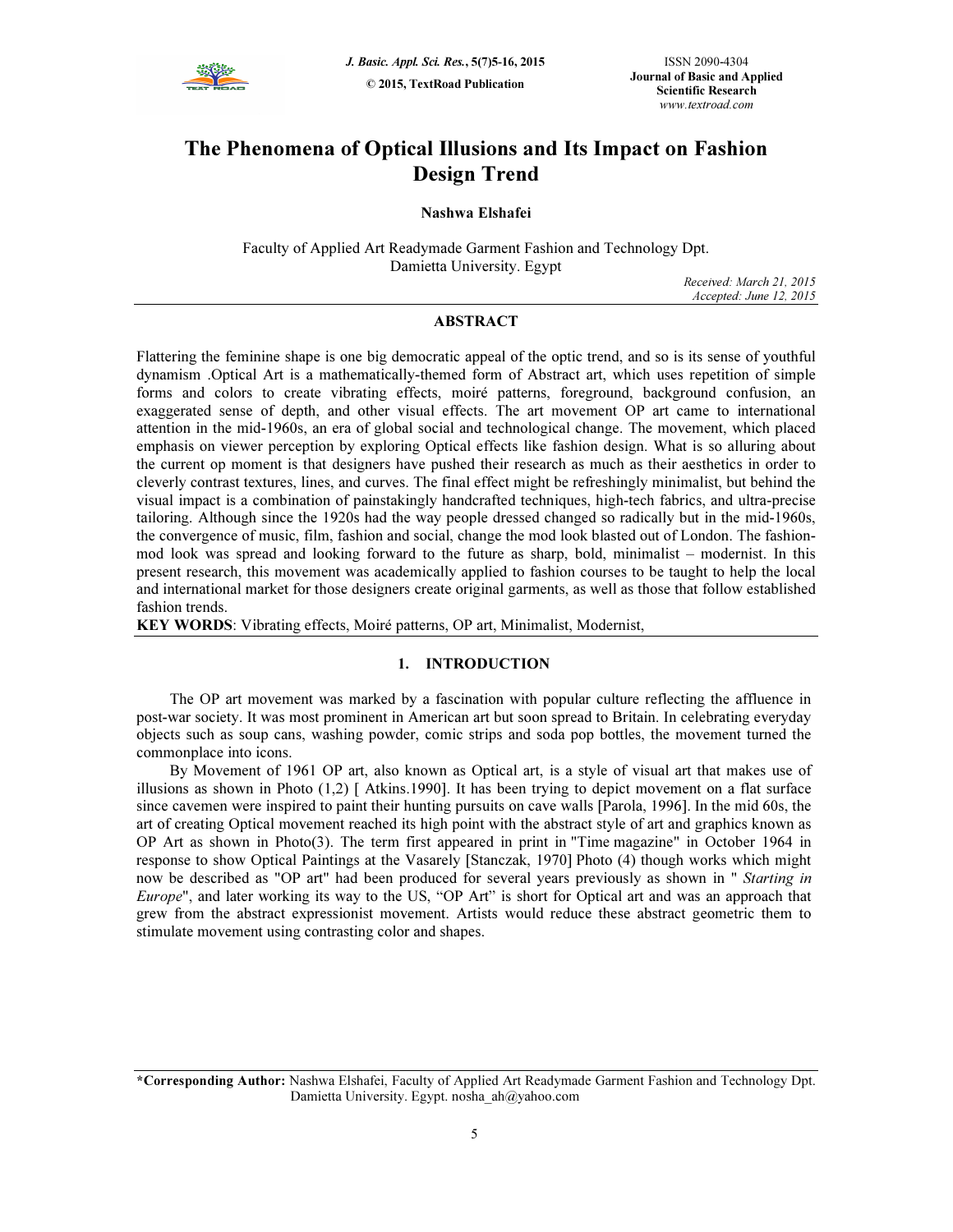# The Phenomena of Optical Illusions and Its Impact on Fashion Design Trend

**Nashwa Elshafei**

Faculty of Applied Art Readymade Garment Fashion and Technology Dpt.
Damietta University. Egypt

*Received: March 21, 2015*
*Accepted: June 12, 2015*

## ABSTRACT

Flattering the feminine shape is one big democratic appeal of the optic trend, and so is its sense of youthful dynamism .Optical Art is a mathematically-themed form of Abstract art, which uses repetition of simple forms and colors to create vibrating effects, moiré patterns, foreground, background confusion, an exaggerated sense of depth, and other visual effects. The art movement OP art came to international attention in the mid-1960s, an era of global social and technological change. The movement, which placed emphasis on viewer perception by exploring Optical effects like fashion design. What is so alluring about the current op moment is that designers have pushed their research as much as their aesthetics in order to cleverly contrast textures, lines, and curves. The final effect might be refreshingly minimalist, but behind the visual impact is a combination of painstakingly handcrafted techniques, high-tech fabrics, and ultra-precise tailoring. Although since the 1920s had the way people dressed changed so radically but in the mid-1960s, the convergence of music, film, fashion and social, change the mod look blasted out of London. The fashion-mod look was spread and looking forward to the future as sharp, bold, minimalist – modernist. In this present research, this movement was academically applied to fashion courses to be taught to help the local and international market for those designers create original garments, as well as those that follow established fashion trends.

**KEY WORDS**: Vibrating effects, Moiré patterns, OP art, Minimalist, Modernist,

## 1. INTRODUCTION

The OP art movement was marked by a fascination with popular culture reflecting the affluence in post-war society. It was most prominent in American art but soon spread to Britain. In celebrating everyday objects such as soup cans, washing powder, comic strips and soda pop bottles, the movement turned the commonplace into icons.

By Movement of 1961 OP art, also known as Optical art, is a style of visual art that makes use of illusions as shown in Photo (1,2) [ Atkins.1990]. It has been trying to depict movement on a flat surface since cavemen were inspired to paint their hunting pursuits on cave walls [Parola, 1996]. In the mid 60s, the art of creating Optical movement reached its high point with the abstract style of art and graphics known as OP Art as shown in Photo(3). The term first appeared in print in "Time magazine" in October 1964 in response to show Optical Paintings at the Vasarely [Stanczak, 1970] Photo (4) though works which might now be described as "OP art" had been produced for several years previously as shown in " *Starting in Europe*", and later working its way to the US, "OP Art" is short for Optical art and was an approach that grew from the abstract expressionist movement. Artists would reduce these abstract geometric them to stimulate movement using contrasting color and shapes.

---

**\*Corresponding Author:** Nashwa Elshafei, Faculty of Applied Art Readymade Garment Fashion and Technology Dpt. Damietta University. Egypt. nosha_ah@yahoo.com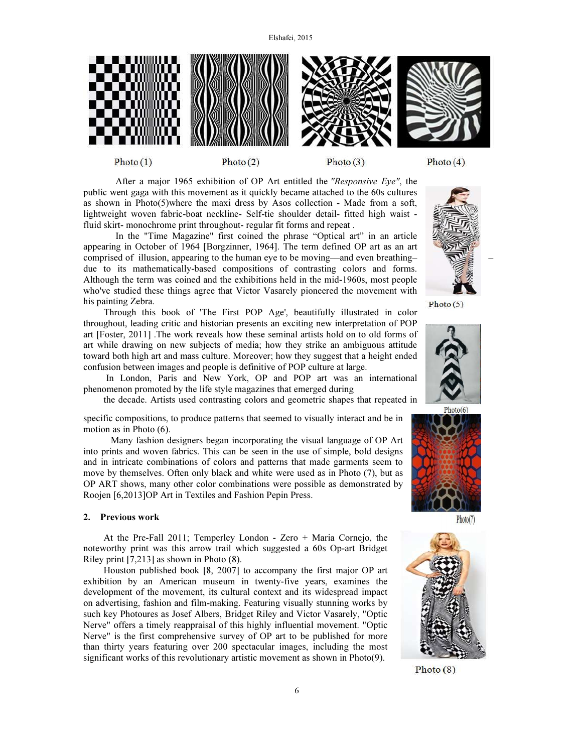Photo (1) Photo (2) Photo (3) Photo (4)

After a major 1965 exhibition of OP Art entitled the *"Responsive Eye"*, the public went gaga with this movement as it quickly became attached to the 60s cultures as shown in Photo(5)where the maxi dress by Asos collection - Made from a soft, lightweight woven fabric-boat neckline- Self-tie shoulder detail- fitted high waist - fluid skirt- monochrome print throughout- regular fit forms and repeat .

In the "Time Magazine" first coined the phrase "Optical art" in an article appearing in October of 1964 [Borgzinner, 1964]. The term defined OP art as an art comprised of illusion, appearing to the human eye to be moving—and even breathing–due to its mathematically-based compositions of contrasting colors and forms. Although the term was coined and the exhibitions held in the mid-1960s, most people who've studied these things agree that Victor Vasarely pioneered the movement with his painting Zebra.

Photo (5)

Through this book of 'The First POP Age', beautifully illustrated in color throughout, leading critic and historian presents an exciting new interpretation of POP art [Foster, 2011] .The work reveals how these seminal artists hold on to old forms of art while drawing on new subjects of media; how they strike an ambiguous attitude toward both high art and mass culture. Moreover; how they suggest that a height ended confusion between images and people is definitive of POP culture at large.

In London, Paris and New York, OP and POP art was an international phenomenon promoted by the life style magazines that emerged during the decade. Artists used contrasting colors and geometric shapes that repeated in specific compositions, to produce patterns that seemed to visually interact and be in motion as in Photo (6).

Photo(6)

Many fashion designers began incorporating the visual language of OP Art into prints and woven fabrics. This can be seen in the use of simple, bold designs and in intricate combinations of colors and patterns that made garments seem to move by themselves. Often only black and white were used as in Photo (7), but as OP ART shows, many other color combinations were possible as demonstrated by Roojen [6,2013]OP Art in Textiles and Fashion Pepin Press.

Photo(7)

## 2. Previous work

At the Pre-Fall 2011; Temperley London - Zero + Maria Cornejo, the noteworthy print was this arrow trail which suggested a 60s Op-art Bridget Riley print [7,213] as shown in Photo (8).

Houston published book [8, 2007] to accompany the first major OP art exhibition by an American museum in twenty-five years, examines the development of the movement, its cultural context and its widespread impact on advertising, fashion and film-making. Featuring visually stunning works by such key Photoures as Josef Albers, Bridget Riley and Victor Vasarely, "Optic Nerve" offers a timely reappraisal of this highly influential movement. "Optic Nerve" is the first comprehensive survey of OP art to be published for more than thirty years featuring over 200 spectacular images, including the most significant works of this revolutionary artistic movement as shown in Photo(9).

Photo (8)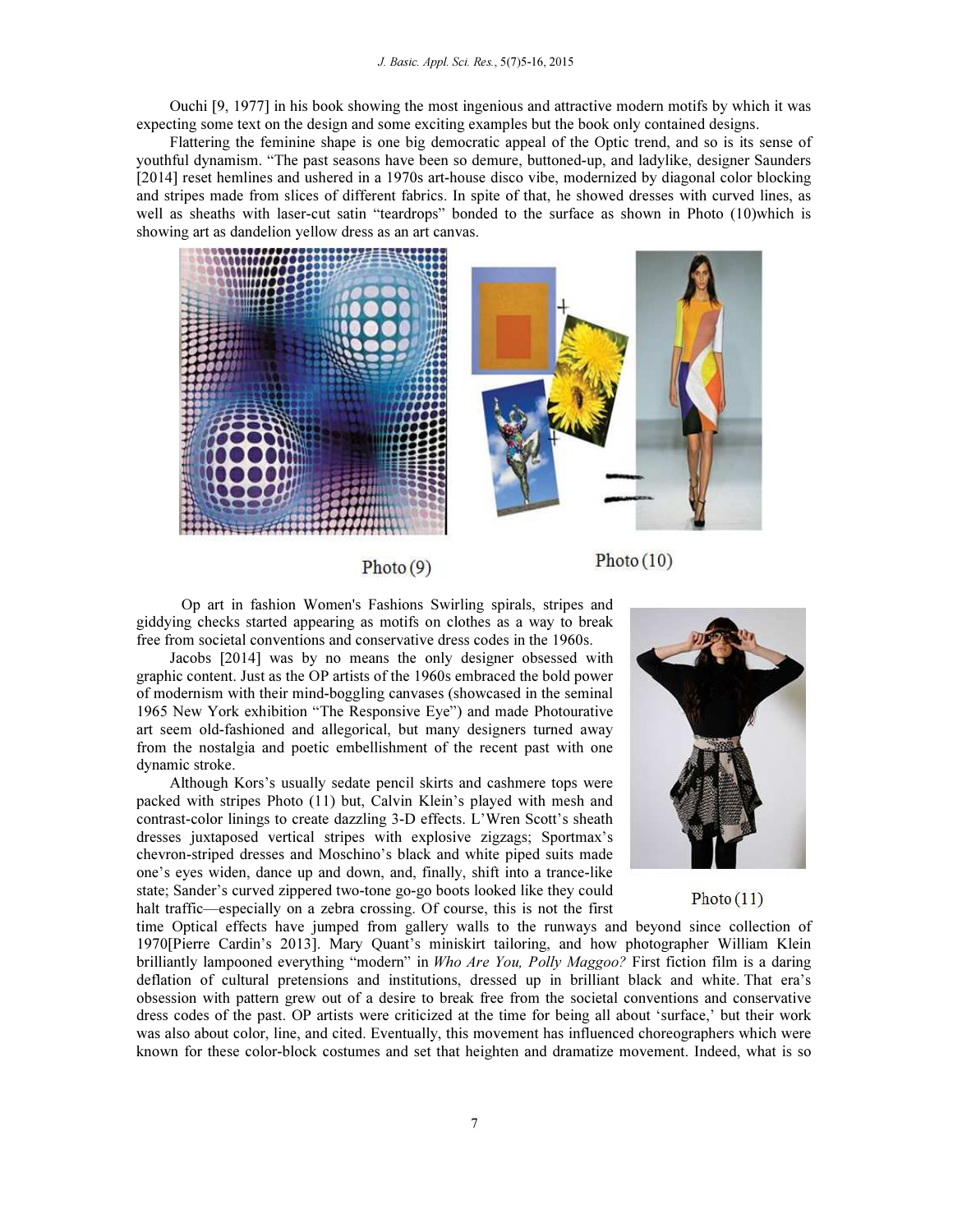Ouchi [9, 1977] in his book showing the most ingenious and attractive modern motifs by which it was expecting some text on the design and some exciting examples but the book only contained designs.

Flattering the feminine shape is one big democratic appeal of the Optic trend, and so is its sense of youthful dynamism. "The past seasons have been so demure, buttoned-up, and ladylike, designer Saunders [2014] reset hemlines and ushered in a 1970s art-house disco vibe, modernized by diagonal color blocking and stripes made from slices of different fabrics. In spite of that, he showed dresses with curved lines, as well as sheaths with laser-cut satin "teardrops" bonded to the surface as shown in Photo (10)which is showing art as dandelion yellow dress as an art canvas.

Photo (9)

Photo (10)

Op art in fashion Women's Fashions Swirling spirals, stripes and giddying checks started appearing as motifs on clothes as a way to break free from societal conventions and conservative dress codes in the 1960s.

Jacobs [2014] was by no means the only designer obsessed with graphic content. Just as the OP artists of the 1960s embraced the bold power of modernism with their mind-boggling canvases (showcased in the seminal 1965 New York exhibition "The Responsive Eye") and made Photourative art seem old-fashioned and allegorical, but many designers turned away from the nostalgia and poetic embellishment of the recent past with one dynamic stroke.

Although Kors's usually sedate pencil skirts and cashmere tops were packed with stripes Photo (11) but, Calvin Klein's played with mesh and contrast-color linings to create dazzling 3-D effects. L'Wren Scott's sheath dresses juxtaposed vertical stripes with explosive zigzags; Sportmax's chevron-striped dresses and Moschino's black and white piped suits made one's eyes widen, dance up and down, and, finally, shift into a trance-like state; Sander's curved zippered two-tone go-go boots looked like they could halt traffic—especially on a zebra crossing. Of course, this is not the first time Optical effects have jumped from gallery walls to the runways and beyond since collection of 1970[Pierre Cardin's 2013]. Mary Quant's miniskirt tailoring, and how photographer William Klein brilliantly lampooned everything "modern" in *Who Are You, Polly Maggoo?* First fiction film is a daring deflation of cultural pretensions and institutions, dressed up in brilliant black and white. That era's obsession with pattern grew out of a desire to break free from the societal conventions and conservative dress codes of the past. OP artists were criticized at the time for being all about 'surface,' but their work was also about color, line, and cited. Eventually, this movement has influenced choreographers which were known for these color-block costumes and set that heighten and dramatize movement. Indeed, what is so

Photo (11)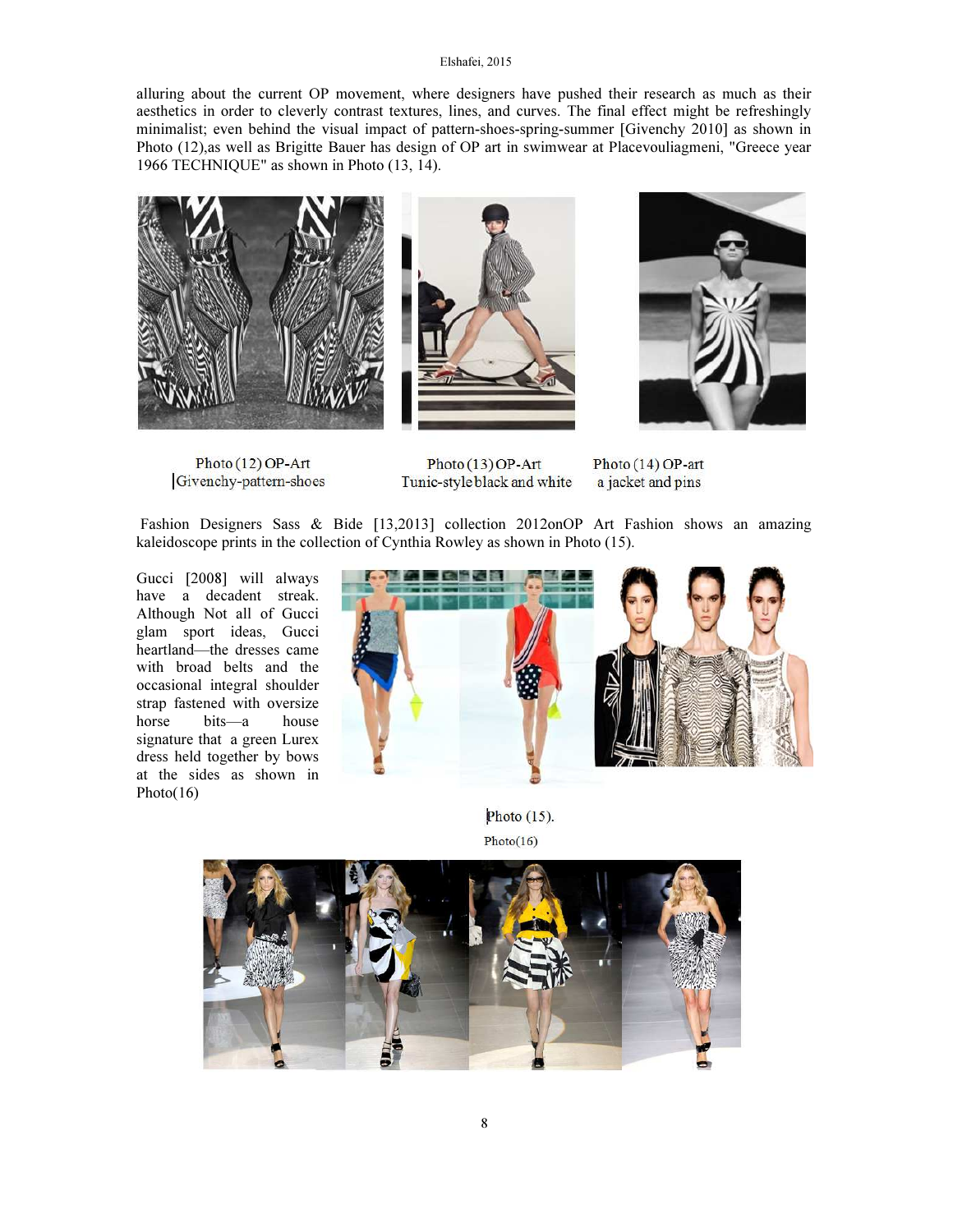alluring about the current OP movement, where designers have pushed their research as much as their aesthetics in order to cleverly contrast textures, lines, and curves. The final effect might be refreshingly minimalist; even behind the visual impact of pattern-shoes-spring-summer [Givenchy 2010] as shown in Photo (12),as well as Brigitte Bauer has design of OP art in swimwear at Placevouliagmeni, "Greece year 1966 TECHNIQUE" as shown in Photo (13, 14).

Photo (12) OP-Art Givenchy-pattern-shoes

Photo (13) OP-Art Tunic-style black and white

Photo (14) OP-art a jacket and pins

Fashion Designers Sass & Bide [13,2013] collection 2012onOP Art Fashion shows an amazing kaleidoscope prints in the collection of Cynthia Rowley as shown in Photo (15).

Gucci [2008] will always have a decadent streak. Although Not all of Gucci glam sport ideas, Gucci heartland—the dresses came with broad belts and the occasional integral shoulder strap fastened with oversize horse bits—a house signature that a green Lurex dress held together by bows at the sides as shown in Photo(16)

Photo (15).

Photo(16)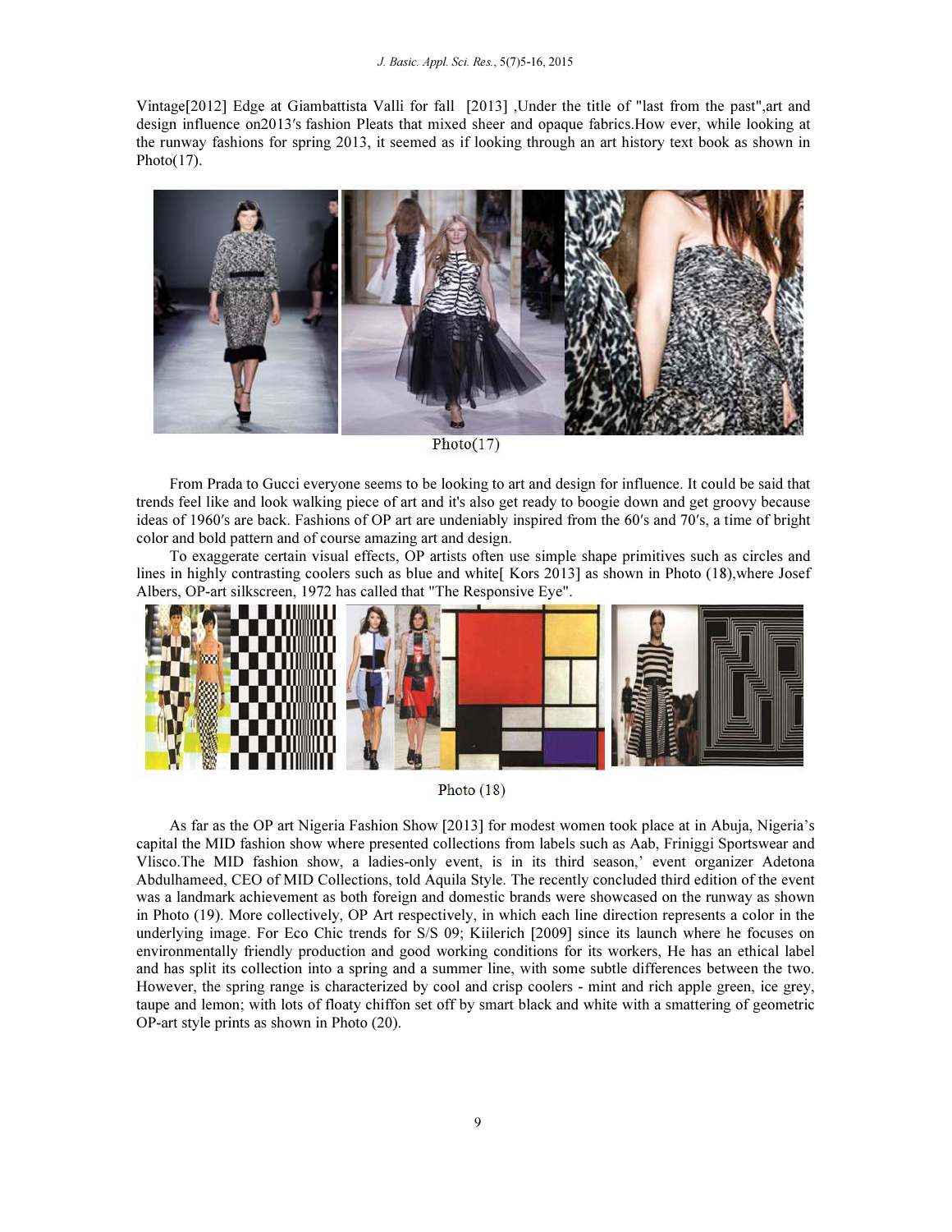Vintage[2012] Edge at Giambattista Valli for fall [2013] ,Under the title of "last from the past",art and design influence on2013′s fashion Pleats that mixed sheer and opaque fabrics.How ever, while looking at the runway fashions for spring 2013, it seemed as if looking through an art history text book as shown in Photo(17).

Photo(17)

From Prada to Gucci everyone seems to be looking to art and design for influence. It could be said that trends feel like and look walking piece of art and it's also get ready to boogie down and get groovy because ideas of 1960′s are back. Fashions of OP art are undeniably inspired from the 60′s and 70′s, a time of bright color and bold pattern and of course amazing art and design.

To exaggerate certain visual effects, OP artists often use simple shape primitives such as circles and lines in highly contrasting coolers such as blue and white[ Kors 2013] as shown in Photo (18),where Josef Albers, OP-art silkscreen, 1972 has called that "The Responsive Eye".

Photo (18)

As far as the OP art Nigeria Fashion Show [2013] for modest women took place at in Abuja, Nigeria's capital the MID fashion show where presented collections from labels such as Aab, Friniggi Sportswear and Vlisco.The MID fashion show, a ladies-only event, is in its third season,' event organizer Adetona Abdulhameed, CEO of MID Collections, told Aquila Style. The recently concluded third edition of the event was a landmark achievement as both foreign and domestic brands were showcased on the runway as shown in Photo (19). More collectively, OP Art respectively, in which each line direction represents a color in the underlying image. For Eco Chic trends for S/S 09; Kiilerich [2009] since its launch where he focuses on environmentally friendly production and good working conditions for its workers, He has an ethical label and has split its collection into a spring and a summer line, with some subtle differences between the two. However, the spring range is characterized by cool and crisp coolers - mint and rich apple green, ice grey, taupe and lemon; with lots of floaty chiffon set off by smart black and white with a smattering of geometric OP-art style prints as shown in Photo (20).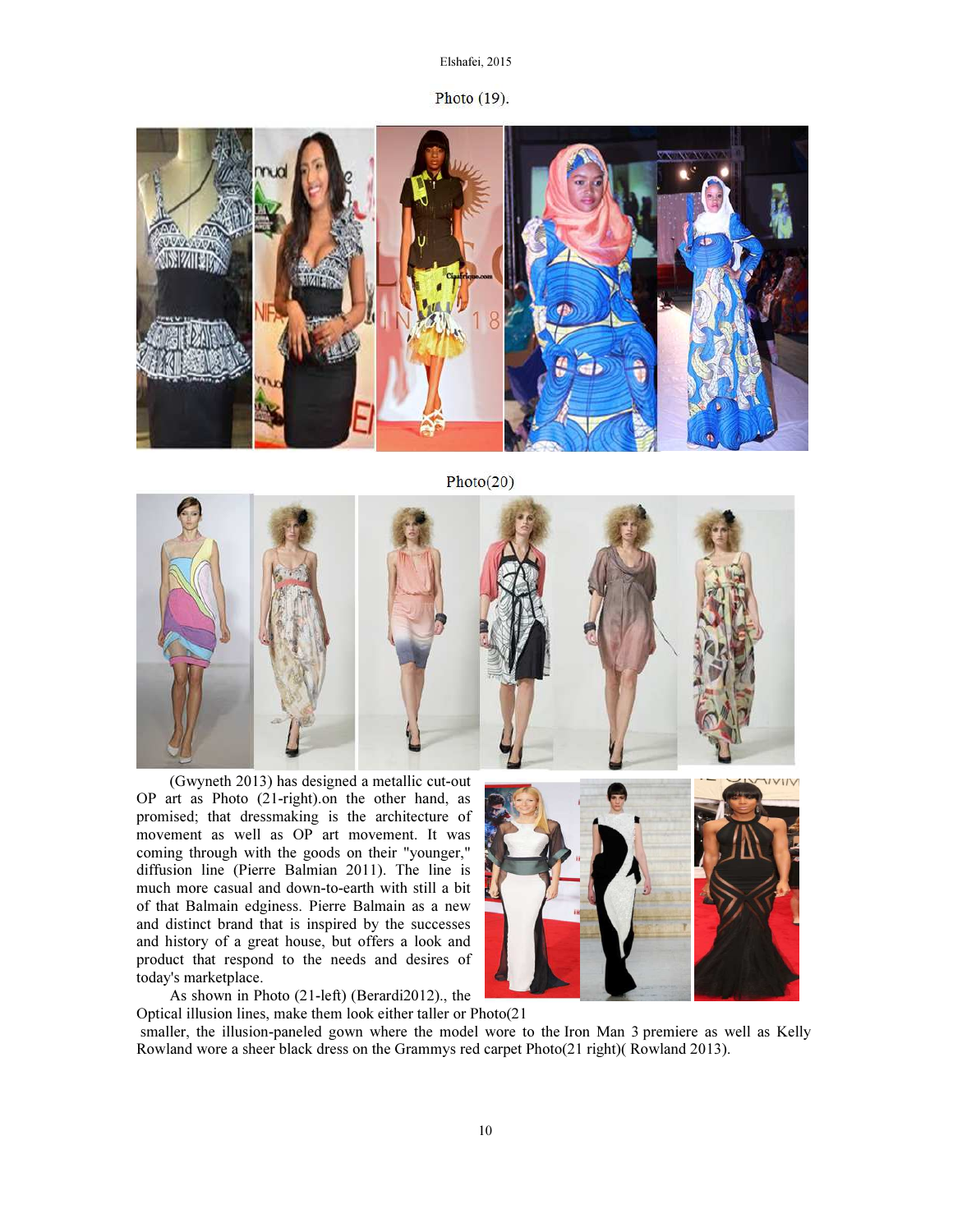Photo (19).

Photo(20)

(Gwyneth 2013) has designed a metallic cut-out OP art as Photo (21-right).on the other hand, as promised; that dressmaking is the architecture of movement as well as OP art movement. It was coming through with the goods on their "younger," diffusion line (Pierre Balmian 2011). The line is much more casual and down-to-earth with still a bit of that Balmain edginess. Pierre Balmain as a new and distinct brand that is inspired by the successes and history of a great house, but offers a look and product that respond to the needs and desires of today's marketplace.

As shown in Photo (21-left) (Berardi2012)., the Optical illusion lines, make them look either taller or smaller, the illusion-paneled gown where the model wore to the Iron Man 3 premiere as well as Kelly Rowland wore a sheer black dress on the Grammys red carpet Photo(21 right)( Rowland 2013).

Photo(21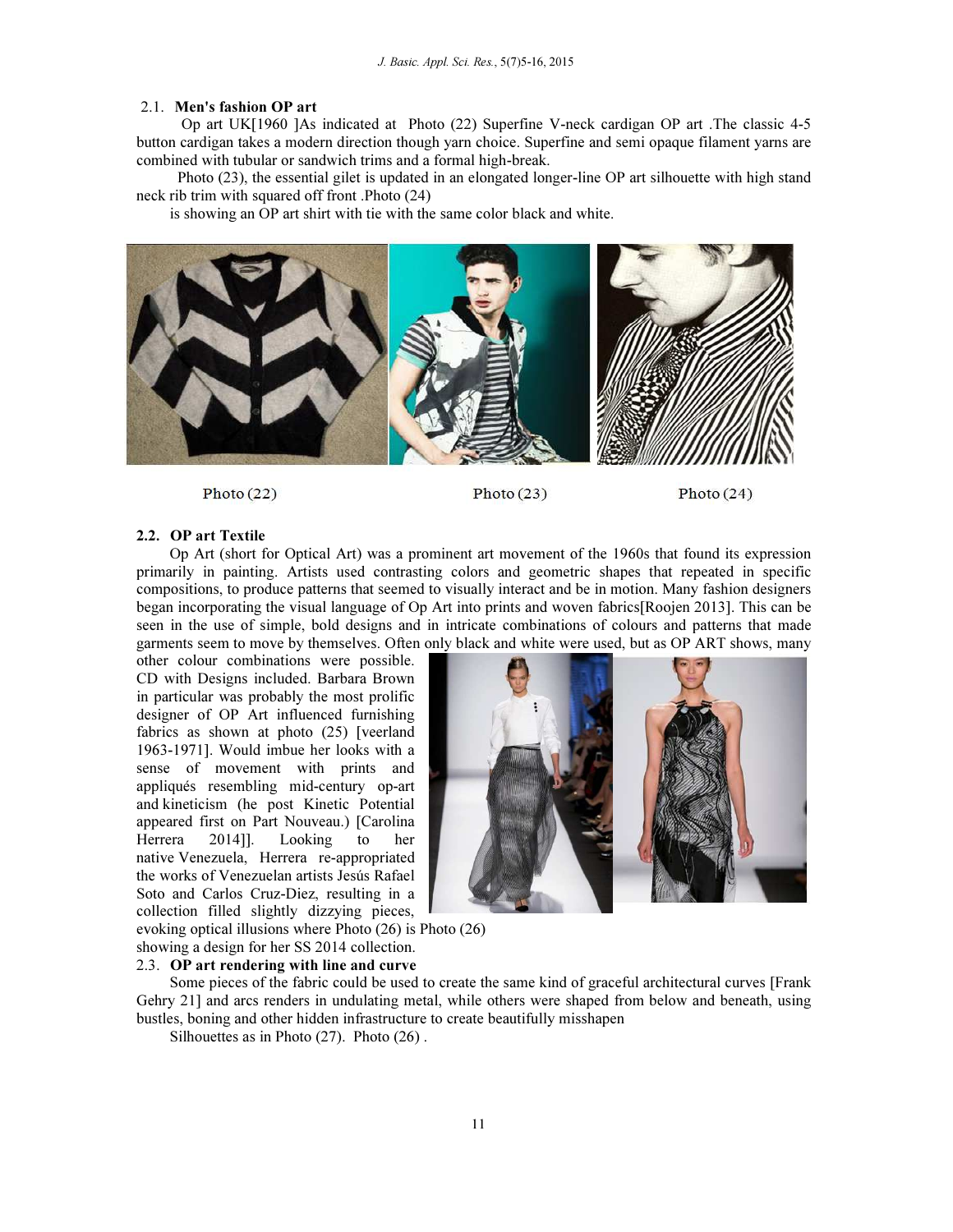### 2.1. Men's fashion OP art

Op art UK[1960 ]As indicated at Photo (22) Superfine V-neck cardigan OP art .The classic 4-5 button cardigan takes a modern direction though yarn choice. Superfine and semi opaque filament yarns are combined with tubular or sandwich trims and a formal high-break.

Photo (23), the essential gilet is updated in an elongated longer-line OP art silhouette with high stand neck rib trim with squared off front .Photo (24)

is showing an OP art shirt with tie with the same color black and white.

Photo (22) Photo (23) Photo (24)

### 2.2. OP art Textile

Op Art (short for Optical Art) was a prominent art movement of the 1960s that found its expression primarily in painting. Artists used contrasting colors and geometric shapes that repeated in specific compositions, to produce patterns that seemed to visually interact and be in motion. Many fashion designers began incorporating the visual language of Op Art into prints and woven fabrics[Roojen 2013]. This can be seen in the use of simple, bold designs and in intricate combinations of colours and patterns that made garments seem to move by themselves. Often only black and white were used, but as OP ART shows, many other colour combinations were possible. CD with Designs included. Barbara Brown in particular was probably the most prolific designer of OP Art influenced furnishing fabrics as shown at photo (25) [veerland 1963-1971]. Would imbue her looks with a sense of movement with prints and appliqués resembling mid-century op-art and kineticism (he post Kinetic Potential appeared first on Part Nouveau.) [Carolina Herrera 2014]]. Looking to her native Venezuela, Herrera re-appropriated the works of Venezuelan artists Jesús Rafael Soto and Carlos Cruz-Diez, resulting in a collection filled slightly dizzying pieces, evoking optical illusions where Photo (26) is Photo (26) showing a design for her SS 2014 collection.

### 2.3. OP art rendering with line and curve

Some pieces of the fabric could be used to create the same kind of graceful architectural curves [Frank Gehry 21] and arcs renders in undulating metal, while others were shaped from below and beneath, using bustles, boning and other hidden infrastructure to create beautifully misshapen

Silhouettes as in Photo (27). Photo (26) .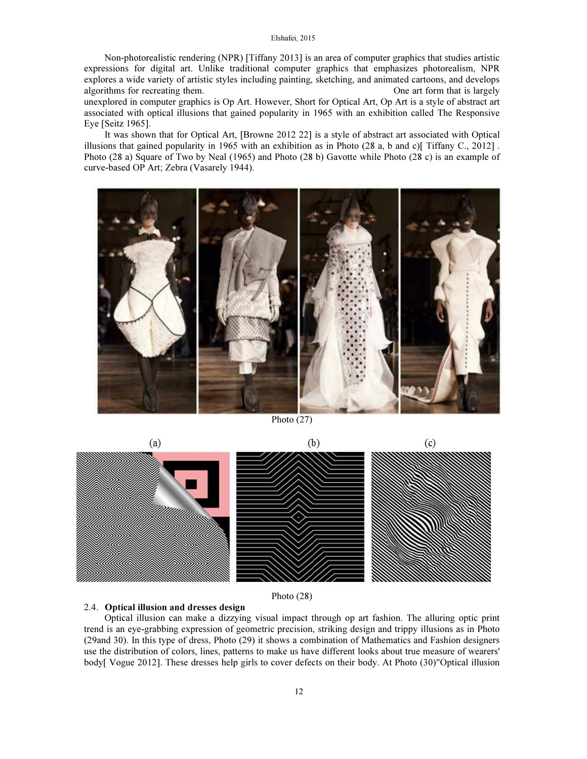Non-photorealistic rendering (NPR) [Tiffany 2013] is an area of computer graphics that studies artistic expressions for digital art. Unlike traditional computer graphics that emphasizes photorealism, NPR explores a wide variety of artistic styles including painting, sketching, and animated cartoons, and develops algorithms for recreating them. One art form that is largely unexplored in computer graphics is Op Art. However, Short for Optical Art, Op Art is a style of abstract art associated with optical illusions that gained popularity in 1965 with an exhibition called The Responsive Eye [Seitz 1965].

It was shown that for Optical Art, [Browne 2012 22] is a style of abstract art associated with Optical illusions that gained popularity in 1965 with an exhibition as in Photo (28 a, b and c)[ Tiffany C., 2012] . Photo (28 a) Square of Two by Neal (1965) and Photo (28 b) Gavotte while Photo (28 c) is an example of curve-based OP Art; Zebra (Vasarely 1944).

Photo (27)

(a) (b) (c)

Photo (28)

## 2.4. Optical illusion and dresses design

Optical illusion can make a dizzying visual impact through op art fashion. The alluring optic print trend is an eye-grabbing expression of geometric precision, striking design and trippy illusions as in Photo (29and 30). In this type of dress, Photo (29) it shows a combination of Mathematics and Fashion designers use the distribution of colors, lines, patterns to make us have different looks about true measure of wearers' body[ Vogue 2012]. These dresses help girls to cover defects on their body. At Photo (30)"Optical illusion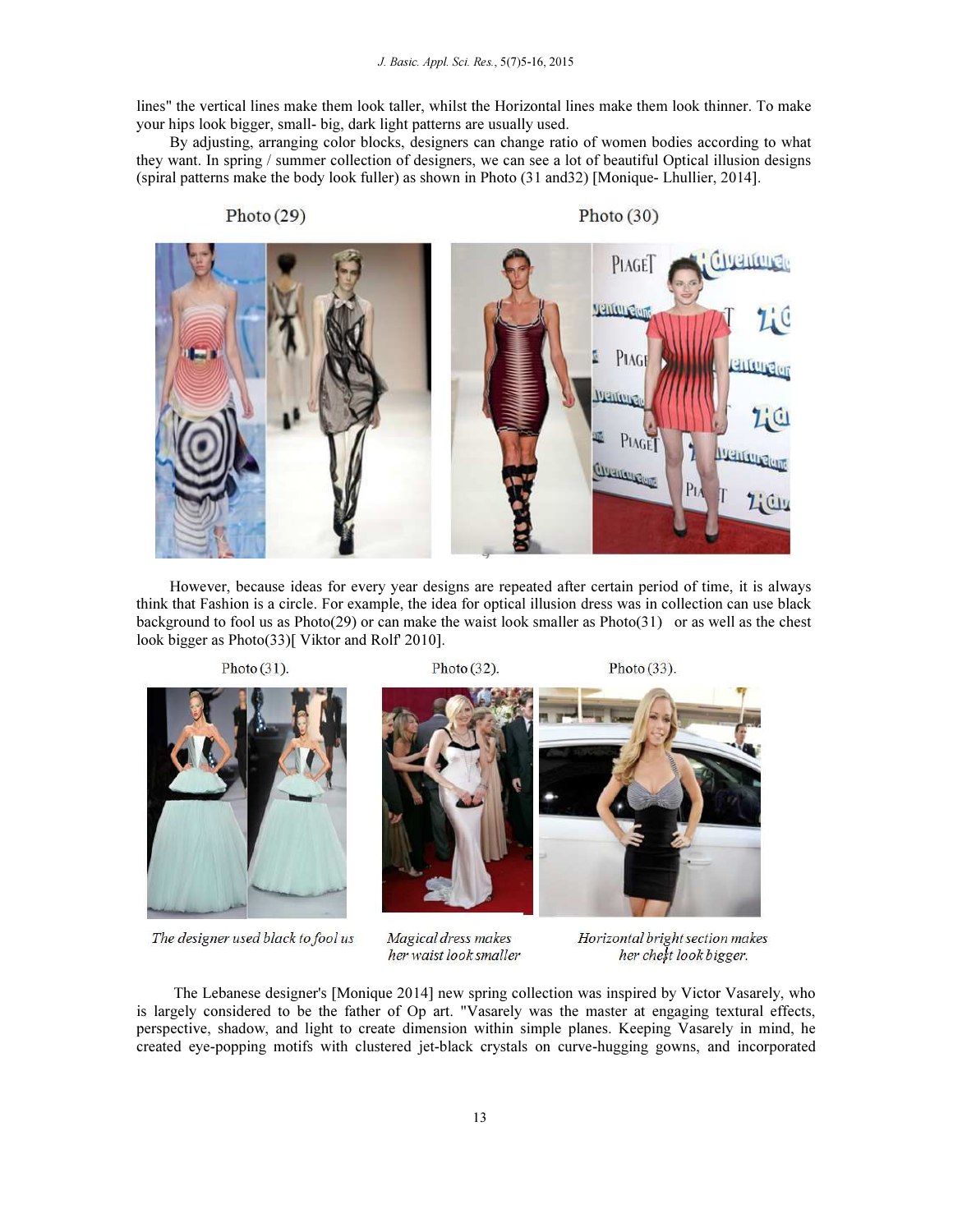lines" the vertical lines make them look taller, whilst the Horizontal lines make them look thinner. To make your hips look bigger, small- big, dark light patterns are usually used.

By adjusting, arranging color blocks, designers can change ratio of women bodies according to what they want. In spring / summer collection of designers, we can see a lot of beautiful Optical illusion designs (spiral patterns make the body look fuller) as shown in Photo (31 and32) [Monique- Lhullier, 2014].

Photo (29)

Photo (30)

However, because ideas for every year designs are repeated after certain period of time, it is always think that Fashion is a circle. For example, the idea for optical illusion dress was in collection can use black background to fool us as Photo(29) or can make the waist look smaller as Photo(31) or as well as the chest look bigger as Photo(33)[ Viktor and Rolf' 2010].

Photo (31).

*The designer used black to fool us*

Photo (32).

*Magical dress makes her waist look smaller*

Photo (33).

*Horizontal bright section makes her chest look bigger.*

The Lebanese designer's [Monique 2014] new spring collection was inspired by Victor Vasarely, who is largely considered to be the father of Op art. "Vasarely was the master at engaging textural effects, perspective, shadow, and light to create dimension within simple planes. Keeping Vasarely in mind, he created eye-popping motifs with clustered jet-black crystals on curve-hugging gowns, and incorporated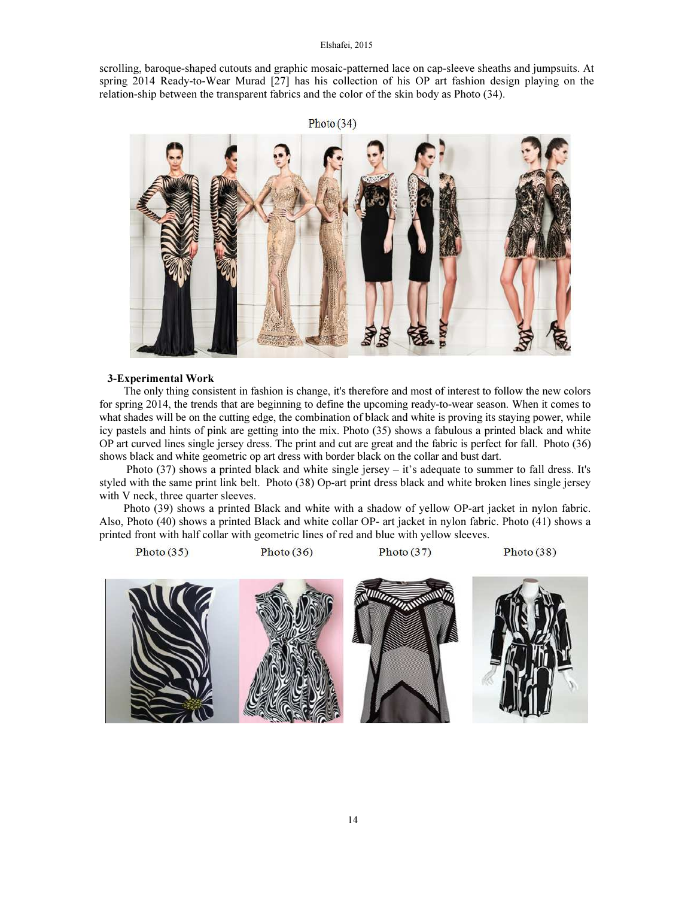scrolling, baroque-shaped cutouts and graphic mosaic-patterned lace on cap-sleeve sheaths and jumpsuits. At spring 2014 Ready-to-Wear Murad [27] has his collection of his OP art fashion design playing on the relation-ship between the transparent fabrics and the color of the skin body as Photo (34).

Photo (34)

### 3-Experimental Work

The only thing consistent in fashion is change, it's therefore and most of interest to follow the new colors for spring 2014, the trends that are beginning to define the upcoming ready-to-wear season. When it comes to what shades will be on the cutting edge, the combination of black and white is proving its staying power, while icy pastels and hints of pink are getting into the mix. Photo (35) shows a fabulous a printed black and white OP art curved lines single jersey dress. The print and cut are great and the fabric is perfect for fall. Photo (36) shows black and white geometric op art dress with border black on the collar and bust dart.

Photo (37) shows a printed black and white single jersey – it's adequate to summer to fall dress. It's styled with the same print link belt. Photo (38) Op-art print dress black and white broken lines single jersey with V neck, three quarter sleeves.

Photo (39) shows a printed Black and white with a shadow of yellow OP-art jacket in nylon fabric. Also, Photo (40) shows a printed Black and white collar OP- art jacket in nylon fabric. Photo (41) shows a printed front with half collar with geometric lines of red and blue with yellow sleeves.

Photo (35) Photo (36) Photo (37) Photo (38)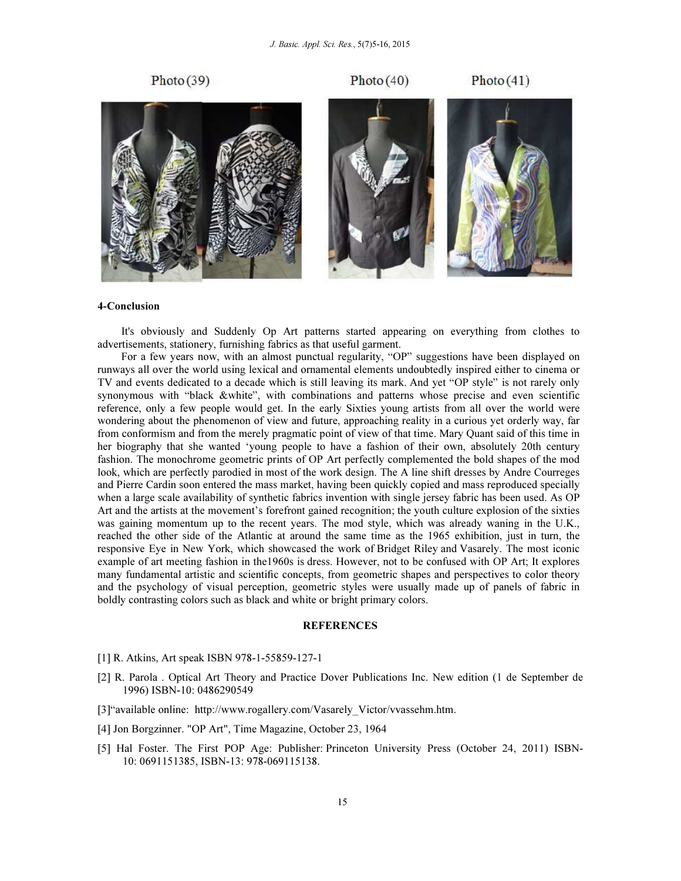Photo (39) Photo (40) Photo (41)

**4-Conclusion**

It's obviously and Suddenly Op Art patterns started appearing on everything from clothes to advertisements, stationery, furnishing fabrics as that useful garment.

For a few years now, with an almost punctual regularity, "OP" suggestions have been displayed on runways all over the world using lexical and ornamental elements undoubtedly inspired either to cinema or TV and events dedicated to a decade which is still leaving its mark. And yet "OP style" is not rarely only synonymous with "black &white", with combinations and patterns whose precise and even scientific reference, only a few people would get. In the early Sixties young artists from all over the world were wondering about the phenomenon of view and future, approaching reality in a curious yet orderly way, far from conformism and from the merely pragmatic point of view of that time. Mary Quant said of this time in her biography that she wanted 'young people to have a fashion of their own, absolutely 20th century fashion. The monochrome geometric prints of OP Art perfectly complemented the bold shapes of the mod look, which are perfectly parodied in most of the work design. The A line shift dresses by Andre Courreges and Pierre Cardin soon entered the mass market, having been quickly copied and mass reproduced specially when a large scale availability of synthetic fabrics invention with single jersey fabric has been used. As OP Art and the artists at the movement's forefront gained recognition; the youth culture explosion of the sixties was gaining momentum up to the recent years. The mod style, which was already waning in the U.K., reached the other side of the Atlantic at around the same time as the 1965 exhibition, just in turn, the responsive Eye in New York, which showcased the work of Bridget Riley and Vasarely. The most iconic example of art meeting fashion in the1960s is dress. However, not to be confused with OP Art; It explores many fundamental artistic and scientific concepts, from geometric shapes and perspectives to color theory and the psychology of visual perception, geometric styles were usually made up of panels of fabric in boldly contrasting colors such as black and white or bright primary colors.

**REFERENCES**

[1] R. Atkins, Art speak ISBN 978-1-55859-127-1

[2] R. Parola . Optical Art Theory and Practice Dover Publications Inc. New edition (1 de September de 1996) ISBN-10: 0486290549

[3]"available online: http://www.rogallery.com/Vasarely_Victor/vvassehm.htm.

[4] Jon Borgzinner. "OP Art", Time Magazine, October 23, 1964

[5] Hal Foster. The First POP Age: Publisher: Princeton University Press (October 24, 2011) ISBN-10: 0691151385, ISBN-13: 978-069115138.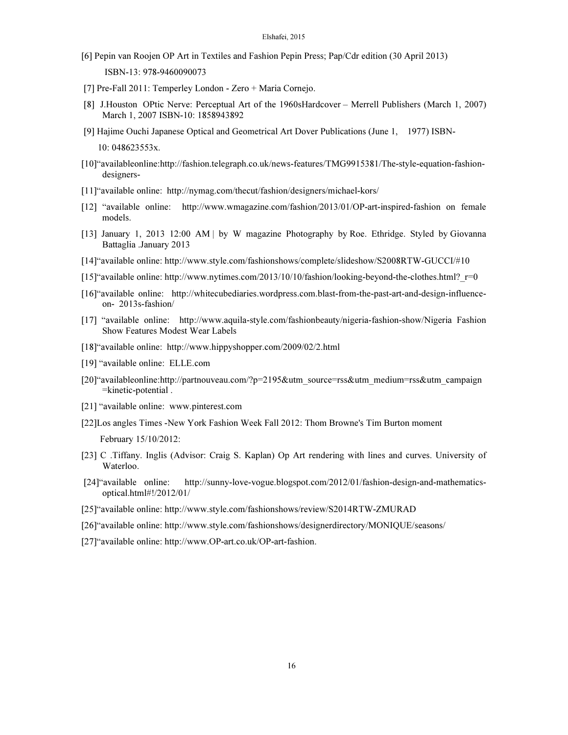[6] Pepin van Roojen OP Art in Textiles and Fashion Pepin Press; Pap/Cdr edition (30 April 2013) ISBN-13: 978-9460090073

[7] Pre-Fall 2011: Temperley London - Zero + Maria Cornejo.

[8] J.Houston OPtic Nerve: Perceptual Art of the 1960sHardcover – Merrell Publishers (March 1, 2007) March 1, 2007 ISBN-10: 1858943892

[9] Hajime Ouchi Japanese Optical and Geometrical Art Dover Publications (June 1, 1977) ISBN-10: 048623553x.

[10]"availableonline:http://fashion.telegraph.co.uk/news-features/TMG9915381/The-style-equation-fashion-designers-

[11]"available online: http://nymag.com/thecut/fashion/designers/michael-kors/

[12] "available online: http://www.wmagazine.com/fashion/2013/01/OP-art-inspired-fashion on female models.

[13] January 1, 2013 12:00 AM | by W magazine Photography by Roe. Ethridge. Styled by Giovanna Battaglia .January 2013

[14]"available online: http://www.style.com/fashionshows/complete/slideshow/S2008RTW-GUCCI/#10

[15]"available online: http://www.nytimes.com/2013/10/10/fashion/looking-beyond-the-clothes.html?_r=0

[16]"available online: http://whitecubediaries.wordpress.com.blast-from-the-past-art-and-design-influence-on- 2013s-fashion/

[17] "available online: http://www.aquila-style.com/fashionbeauty/nigeria-fashion-show/Nigeria Fashion Show Features Modest Wear Labels

[18]"available online: http://www.hippyshopper.com/2009/02/2.html

[19] "available online: ELLE.com

[20]"availableonline:http://partnouveau.com/?p=2195&utm_source=rss&utm_medium=rss&utm_campaign=kinetic-potential .

[21] "available online: www.pinterest.com

[22]Los angles Times -New York Fashion Week Fall 2012: Thom Browne's Tim Burton moment February 15/10/2012:

[23] C .Tiffany. Inglis (Advisor: Craig S. Kaplan) Op Art rendering with lines and curves. University of Waterloo.

[24]"available online: http://sunny-love-vogue.blogspot.com/2012/01/fashion-design-and-mathematics-optical.html#!/2012/01/

[25]"available online: http://www.style.com/fashionshows/review/S2014RTW-ZMURAD

[26]"available online: http://www.style.com/fashionshows/designerdirectory/MONIQUE/seasons/

[27]"available online: http://www.OP-art.co.uk/OP-art-fashion.